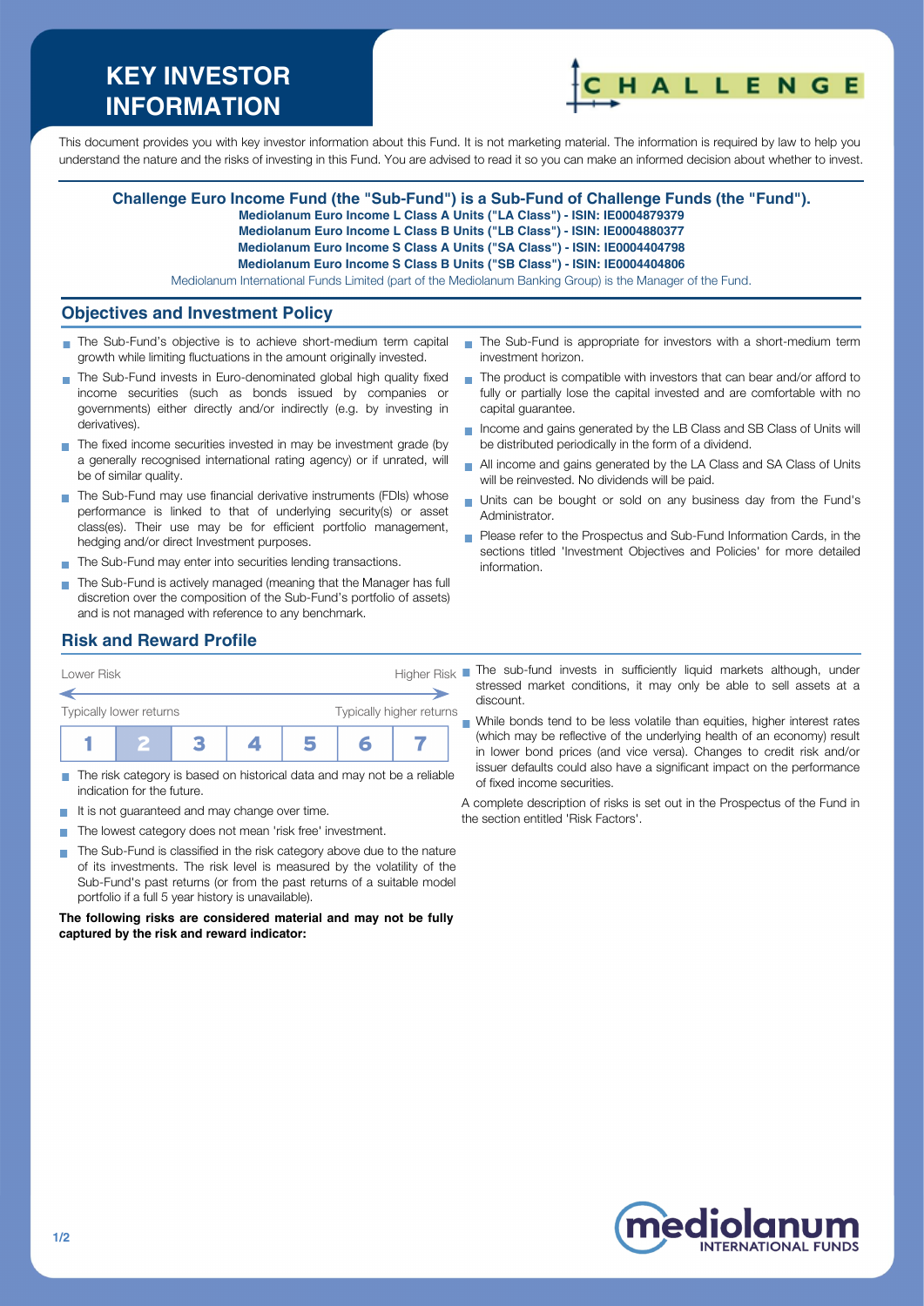# KEY INVESTOR INFORMATION

This document provides you with key investor information about this Fund. It is not marketing material. The information is required by law to help you understand the nature and the risks of investing in this Fund. You are advised to read it so you can make an informed decision about whether to invest.

**Challenge Euro Income Fund (the "Sub-Fund") is a Sub-Fund of Challenge Funds (the "Fund").**
**Mediolanum Euro Income L Class A Units ("LA Class") - ISIN: IE0004879379**
**Mediolanum Euro Income L Class B Units ("LB Class") - ISIN: IE0004880377**
**Mediolanum Euro Income S Class A Units ("SA Class") - ISIN: IE0004404798**
**Mediolanum Euro Income S Class B Units ("SB Class") - ISIN: IE0004404806**
Mediolanum International Funds Limited (part of the Mediolanum Banking Group) is the Manager of the Fund.

## Objectives and Investment Policy

- The Sub-Fund's objective is to achieve short-medium term capital growth while limiting fluctuations in the amount originally invested.
- The Sub-Fund invests in Euro-denominated global high quality fixed income securities (such as bonds issued by companies or governments) either directly and/or indirectly (e.g. by investing in derivatives).
- The fixed income securities invested in may be investment grade (by a generally recognised international rating agency) or if unrated, will be of similar quality.
- The Sub-Fund may use financial derivative instruments (FDIs) whose performance is linked to that of underlying security(s) or asset class(es). Their use may be for efficient portfolio management, hedging and/or direct Investment purposes.
- The Sub-Fund may enter into securities lending transactions.
- The Sub-Fund is actively managed (meaning that the Manager has full discretion over the composition of the Sub-Fund's portfolio of assets) and is not managed with reference to any benchmark.
- The Sub-Fund is appropriate for investors with a short-medium term investment horizon.
- The product is compatible with investors that can bear and/or afford to fully or partially lose the capital invested and are comfortable with no capital guarantee.
- Income and gains generated by the LB Class and SB Class of Units will be distributed periodically in the form of a dividend.
- All income and gains generated by the LA Class and SA Class of Units will be reinvested. No dividends will be paid.
- Units can be bought or sold on any business day from the Fund's Administrator.
- Please refer to the Prospectus and Sub-Fund Information Cards, in the sections titled 'Investment Objectives and Policies' for more detailed information.

## Risk and Reward Profile

Lower Risk — Higher Risk

Typically lower returns — Typically higher returns

| 1 | **2** | 3 | 4 | 5 | 6 | 7 |
|---|---|---|---|---|---|---|

- The risk category is based on historical data and may not be a reliable indication for the future.
- It is not guaranteed and may change over time.
- The lowest category does not mean 'risk free' investment.
- The Sub-Fund is classified in the risk category above due to the nature of its investments. The risk level is measured by the volatility of the Sub-Fund's past returns (or from the past returns of a suitable model portfolio if a full 5 year history is unavailable).

**The following risks are considered material and may not be fully captured by the risk and reward indicator:**

- The sub-fund invests in sufficiently liquid markets although, under stressed market conditions, it may only be able to sell assets at a discount.
- While bonds tend to be less volatile than equities, higher interest rates (which may be reflective of the underlying health of an economy) result in lower bond prices (and vice versa). Changes to credit risk and/or issuer defaults could also have a significant impact on the performance of fixed income securities.

A complete description of risks is set out in the Prospectus of the Fund in the section entitled 'Risk Factors'.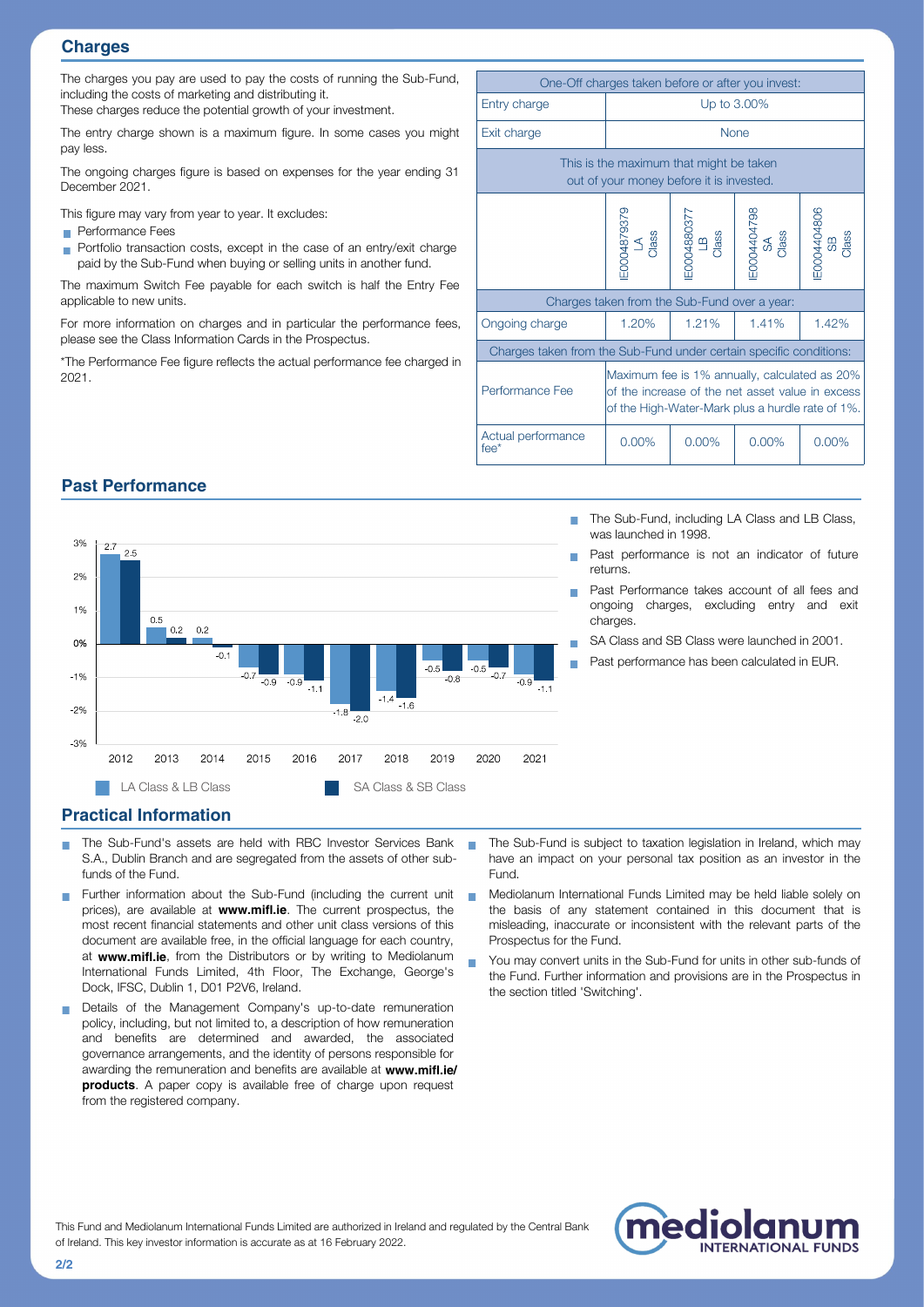## Charges

The charges you pay are used to pay the costs of running the Sub-Fund, including the costs of marketing and distributing it.
These charges reduce the potential growth of your investment.

The entry charge shown is a maximum figure. In some cases you might pay less.

The ongoing charges figure is based on expenses for the year ending 31 December 2021.

This figure may vary from year to year. It excludes:

- Performance Fees
- Portfolio transaction costs, except in the case of an entry/exit charge paid by the Sub-Fund when buying or selling units in another fund.

The maximum Switch Fee payable for each switch is half the Entry Fee applicable to new units.

For more information on charges and in particular the performance fees, please see the Class Information Cards in the Prospectus.

*The Performance Fee figure reflects the actual performance fee charged in 2021.

| One-Off charges taken before or after you invest: | | | | |
|---|---|---|---|---|
| Entry charge | Up to 3.00% | | | |
| Exit charge | None | | | |
| This is the maximum that might be taken out of your money before it is invested. | | | | |
| | IE0004879379 LA Class | IE0004880377 LB Class | IE0004404798 SA Class | IE0004404806 SB Class |
| Charges taken from the Sub-Fund over a year: | | | | |
| Ongoing charge | 1.20% | 1.21% | 1.41% | 1.42% |
| Charges taken from the Sub-Fund under certain specific conditions: | | | | |
| Performance Fee | Maximum fee is 1% annually, calculated as 20% of the increase of the net asset value in excess of the High-Water-Mark plus a hurdle rate of 1%. | | | |
| Actual performance fee* | 0.00% | 0.00% | 0.00% | 0.00% |

## Past Performance

3%
2%
1%
0%
-1%
-2%
-3%

2.7 2.5
0.5 0.2
0.2 -0.1
-0.7 -0.9
-0.9 -1.1
-1.8 -2.0
-1.4 -1.6
-0.5 -0.8
-0.5 -0.7
-0.9 -1.1

2012 2013 2014 2015 2016 2017 2018 2019 2020 2021

LA Class & LB Class
SA Class & SB Class

- The Sub-Fund, including LA Class and LB Class, was launched in 1998.
- Past performance is not an indicator of future returns.
- Past Performance takes account of all fees and ongoing charges, excluding entry and exit charges.
- SA Class and SB Class were launched in 2001.
- Past performance has been calculated in EUR.

## Practical Information

- The Sub-Fund's assets are held with RBC Investor Services Bank S.A., Dublin Branch and are segregated from the assets of other sub-funds of the Fund.
- Further information about the Sub-Fund (including the current unit prices), are available at **www.mifl.ie**. The current prospectus, the most recent financial statements and other unit class versions of this document are available free, in the official language for each country, at **www.mifl.ie**, from the Distributors or by writing to Mediolanum International Funds Limited, 4th Floor, The Exchange, George's Dock, IFSC, Dublin 1, D01 P2V6, Ireland.
- Details of the Management Company's up-to-date remuneration policy, including, but not limited to, a description of how remuneration and benefits are determined and awarded, the associated governance arrangements, and the identity of persons responsible for awarding the remuneration and benefits are available at **www.mifl.ie/products**. A paper copy is available free of charge upon request from the registered company.
- The Sub-Fund is subject to taxation legislation in Ireland, which may have an impact on your personal tax position as an investor in the Fund.
- Mediolanum International Funds Limited may be held liable solely on the basis of any statement contained in this document that is misleading, inaccurate or inconsistent with the relevant parts of the Prospectus for the Fund.
- You may convert units in the Sub-Fund for units in other sub-funds of the Fund. Further information and provisions are in the Prospectus in the section titled 'Switching'.

This Fund and Mediolanum International Funds Limited are authorized in Ireland and regulated by the Central Bank of Ireland. This key investor information is accurate as at 16 February 2022.